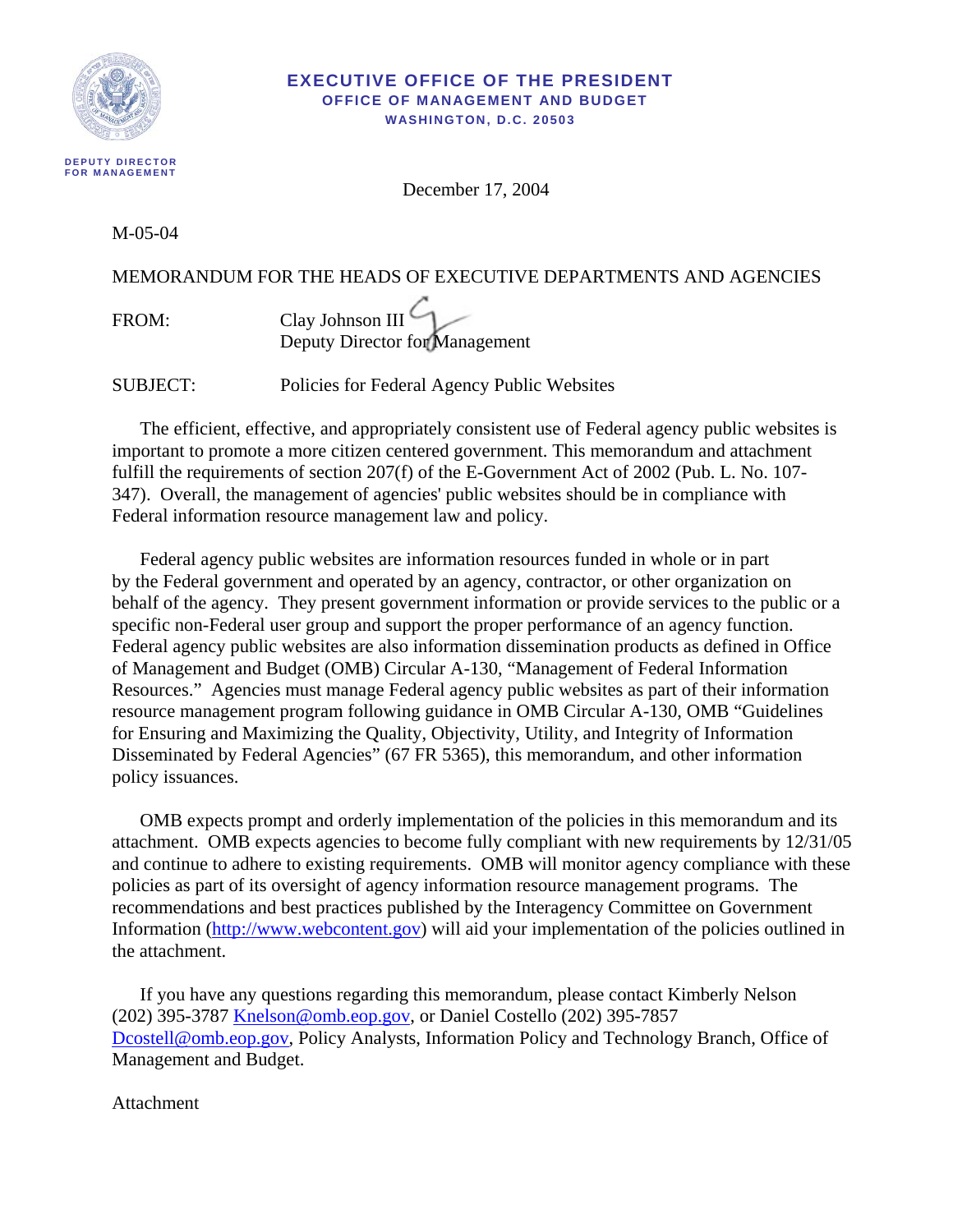# EXECUTIVE OFFICE OF THE PRESIDENT
## OFFICE OF MANAGEMENT AND BUDGET
### WASHINGTON, D.C. 20503

DEPUTY DIRECTOR
FOR MANAGEMENT

December 17, 2004

M-05-04

MEMORANDUM FOR THE HEADS OF EXECUTIVE DEPARTMENTS AND AGENCIES

FROM: Clay Johnson III
Deputy Director for Management

SUBJECT: Policies for Federal Agency Public Websites

The efficient, effective, and appropriately consistent use of Federal agency public websites is important to promote a more citizen centered government. This memorandum and attachment fulfill the requirements of section 207(f) of the E-Government Act of 2002 (Pub. L. No. 107-347). Overall, the management of agencies' public websites should be in compliance with Federal information resource management law and policy.

Federal agency public websites are information resources funded in whole or in part by the Federal government and operated by an agency, contractor, or other organization on behalf of the agency. They present government information or provide services to the public or a specific non-Federal user group and support the proper performance of an agency function. Federal agency public websites are also information dissemination products as defined in Office of Management and Budget (OMB) Circular A-130, "Management of Federal Information Resources." Agencies must manage Federal agency public websites as part of their information resource management program following guidance in OMB Circular A-130, OMB "Guidelines for Ensuring and Maximizing the Quality, Objectivity, Utility, and Integrity of Information Disseminated by Federal Agencies" (67 FR 5365), this memorandum, and other information policy issuances.

OMB expects prompt and orderly implementation of the policies in this memorandum and its attachment. OMB expects agencies to become fully compliant with new requirements by 12/31/05 and continue to adhere to existing requirements. OMB will monitor agency compliance with these policies as part of its oversight of agency information resource management programs. The recommendations and best practices published by the Interagency Committee on Government Information (http://www.webcontent.gov) will aid your implementation of the policies outlined in the attachment.

If you have any questions regarding this memorandum, please contact Kimberly Nelson (202) 395-3787 Knelson@omb.eop.gov, or Daniel Costello (202) 395-7857 Dcostell@omb.eop.gov, Policy Analysts, Information Policy and Technology Branch, Office of Management and Budget.

Attachment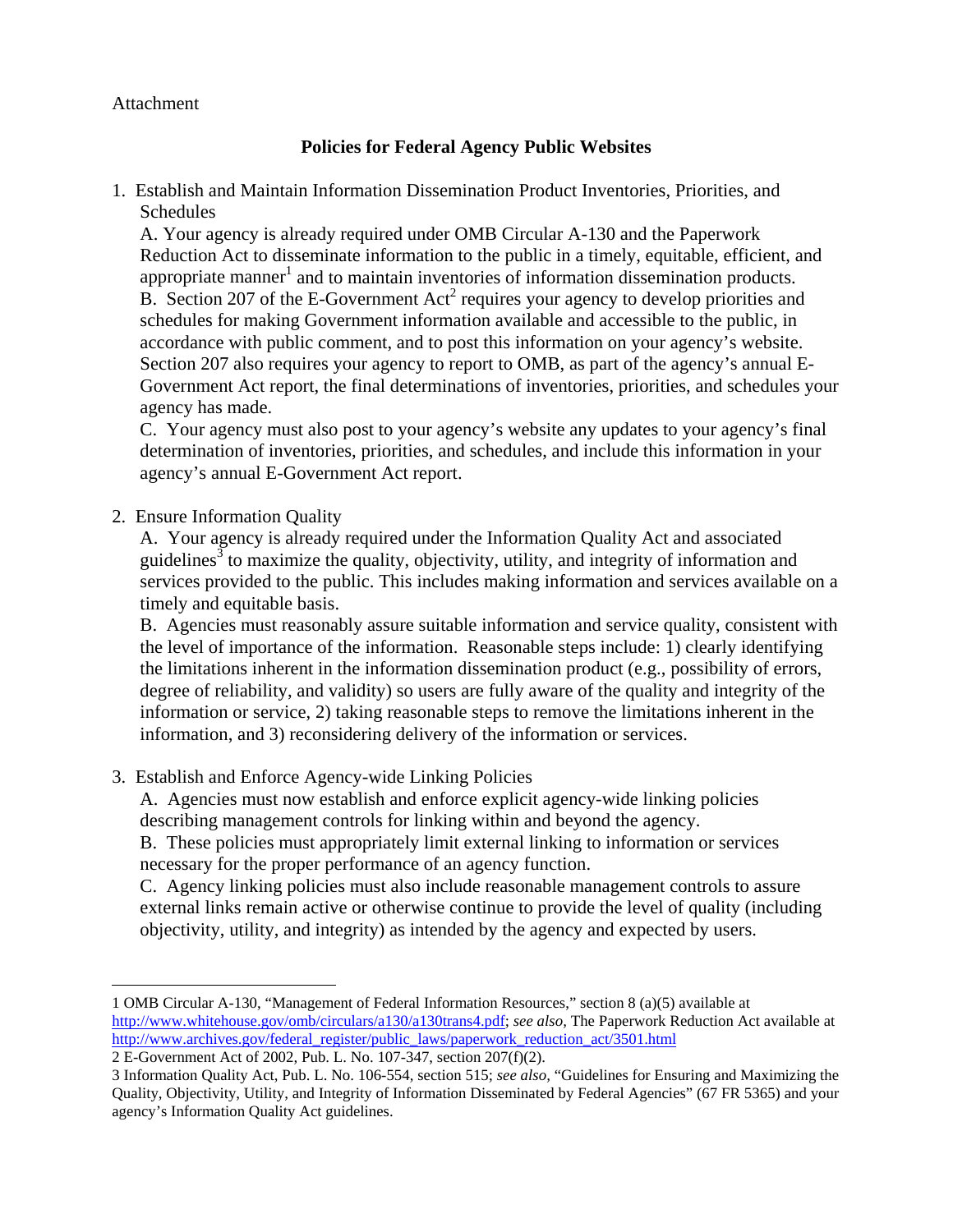Attachment

## Policies for Federal Agency Public Websites

1. Establish and Maintain Information Dissemination Product Inventories, Priorities, and Schedules

   A. Your agency is already required under OMB Circular A-130 and the Paperwork Reduction Act to disseminate information to the public in a timely, equitable, efficient, and appropriate manner[1] and to maintain inventories of information dissemination products.

   B. Section 207 of the E-Government Act[2] requires your agency to develop priorities and schedules for making Government information available and accessible to the public, in accordance with public comment, and to post this information on your agency's website. Section 207 also requires your agency to report to OMB, as part of the agency's annual E-Government Act report, the final determinations of inventories, priorities, and schedules your agency has made.

   C. Your agency must also post to your agency's website any updates to your agency's final determination of inventories, priorities, and schedules, and include this information in your agency's annual E-Government Act report.

2. Ensure Information Quality

   A. Your agency is already required under the Information Quality Act and associated guidelines[3] to maximize the quality, objectivity, utility, and integrity of information and services provided to the public. This includes making information and services available on a timely and equitable basis.

   B. Agencies must reasonably assure suitable information and service quality, consistent with the level of importance of the information. Reasonable steps include: 1) clearly identifying the limitations inherent in the information dissemination product (e.g., possibility of errors, degree of reliability, and validity) so users are fully aware of the quality and integrity of the information or service, 2) taking reasonable steps to remove the limitations inherent in the information, and 3) reconsidering delivery of the information or services.

3. Establish and Enforce Agency-wide Linking Policies

   A. Agencies must now establish and enforce explicit agency-wide linking policies describing management controls for linking within and beyond the agency.

   B. These policies must appropriately limit external linking to information or services necessary for the proper performance of an agency function.

   C. Agency linking policies must also include reasonable management controls to assure external links remain active or otherwise continue to provide the level of quality (including objectivity, utility, and integrity) as intended by the agency and expected by users.

---

1 OMB Circular A-130, "Management of Federal Information Resources," section 8 (a)(5) available at http://www.whitehouse.gov/omb/circulars/a130/a130trans4.pdf; *see also,* The Paperwork Reduction Act available at http://www.archives.gov/federal_register/public_laws/paperwork_reduction_act/3501.html

2 E-Government Act of 2002, Pub. L. No. 107-347, section 207(f)(2).

3 Information Quality Act, Pub. L. No. 106-554, section 515; *see also,* "Guidelines for Ensuring and Maximizing the Quality, Objectivity, Utility, and Integrity of Information Disseminated by Federal Agencies" (67 FR 5365) and your agency's Information Quality Act guidelines.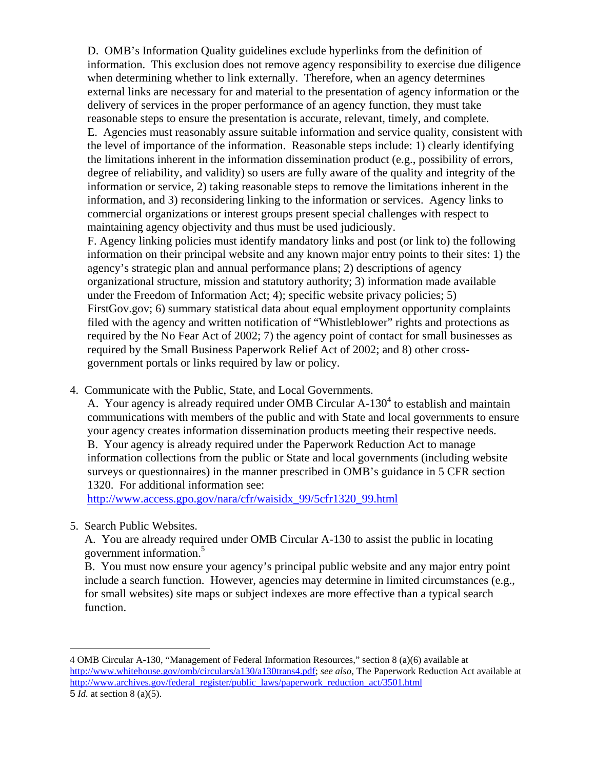D. OMB's Information Quality guidelines exclude hyperlinks from the definition of information. This exclusion does not remove agency responsibility to exercise due diligence when determining whether to link externally. Therefore, when an agency determines external links are necessary for and material to the presentation of agency information or the delivery of services in the proper performance of an agency function, they must take reasonable steps to ensure the presentation is accurate, relevant, timely, and complete.

E. Agencies must reasonably assure suitable information and service quality, consistent with the level of importance of the information. Reasonable steps include: 1) clearly identifying the limitations inherent in the information dissemination product (e.g., possibility of errors, degree of reliability, and validity) so users are fully aware of the quality and integrity of the information or service, 2) taking reasonable steps to remove the limitations inherent in the information, and 3) reconsidering linking to the information or services. Agency links to commercial organizations or interest groups present special challenges with respect to maintaining agency objectivity and thus must be used judiciously.

F. Agency linking policies must identify mandatory links and post (or link to) the following information on their principal website and any known major entry points to their sites: 1) the agency's strategic plan and annual performance plans; 2) descriptions of agency organizational structure, mission and statutory authority; 3) information made available under the Freedom of Information Act; 4); specific website privacy policies; 5) FirstGov.gov; 6) summary statistical data about equal employment opportunity complaints filed with the agency and written notification of "Whistleblower" rights and protections as required by the No Fear Act of 2002; 7) the agency point of contact for small businesses as required by the Small Business Paperwork Relief Act of 2002; and 8) other cross-government portals or links required by law or policy.

4. Communicate with the Public, State, and Local Governments.

   A. Your agency is already required under OMB Circular A-130[4] to establish and maintain communications with members of the public and with State and local governments to ensure your agency creates information dissemination products meeting their respective needs.

   B. Your agency is already required under the Paperwork Reduction Act to manage information collections from the public or State and local governments (including website surveys or questionnaires) in the manner prescribed in OMB's guidance in 5 CFR section 1320. For additional information see: http://www.access.gpo.gov/nara/cfr/waisidx_99/5cfr1320_99.html

5. Search Public Websites.

   A. You are already required under OMB Circular A-130 to assist the public in locating government information.[5]

   B. You must now ensure your agency's principal public website and any major entry point include a search function. However, agencies may determine in limited circumstances (e.g., for small websites) site maps or subject indexes are more effective than a typical search function.

---

4 OMB Circular A-130, "Management of Federal Information Resources," section 8 (a)(6) available at http://www.whitehouse.gov/omb/circulars/a130/a130trans4.pdf; *see also*, The Paperwork Reduction Act available at http://www.archives.gov/federal_register/public_laws/paperwork_reduction_act/3501.html

5 *Id.* at section 8 (a)(5).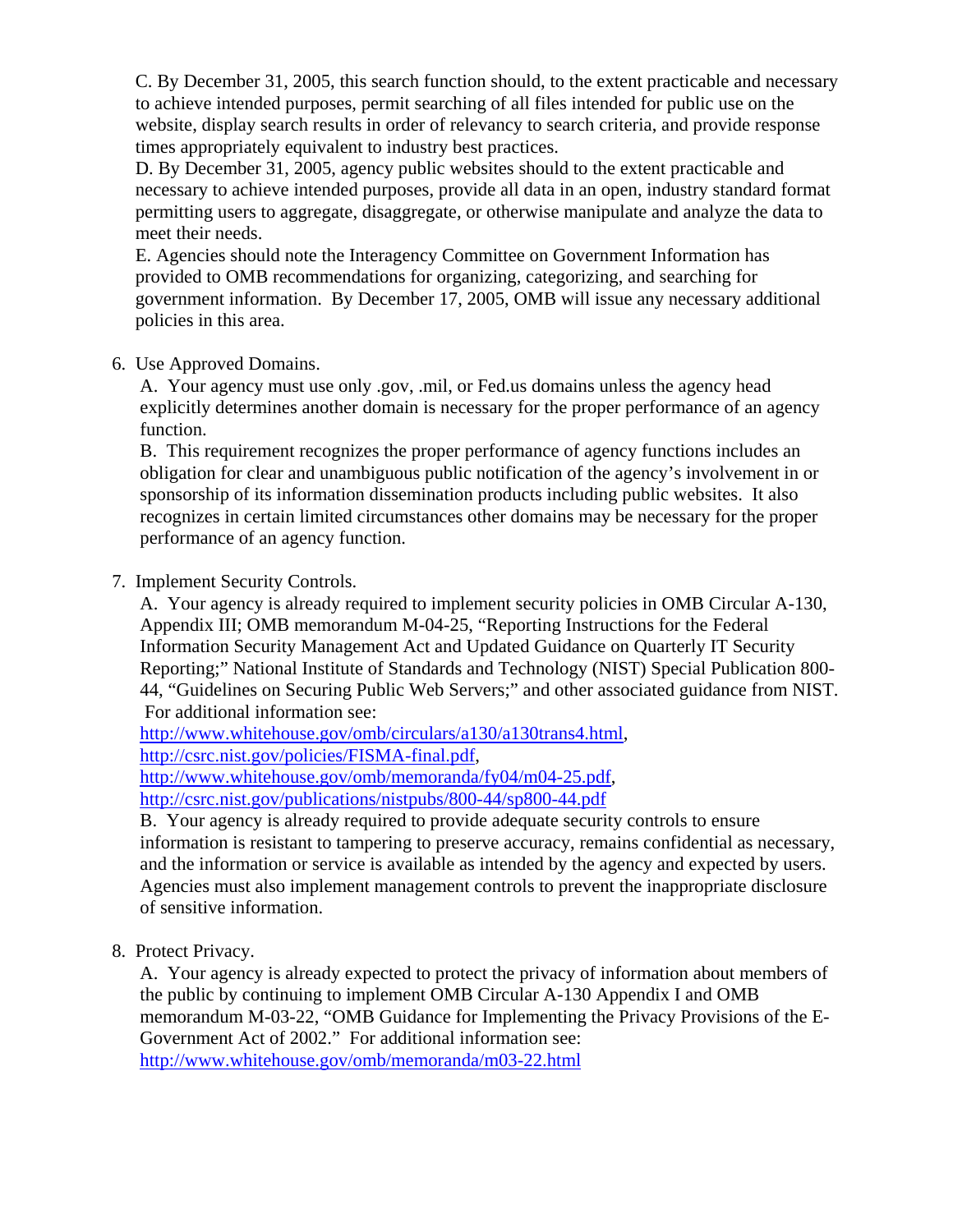C. By December 31, 2005, this search function should, to the extent practicable and necessary to achieve intended purposes, permit searching of all files intended for public use on the website, display search results in order of relevancy to search criteria, and provide response times appropriately equivalent to industry best practices.

D. By December 31, 2005, agency public websites should to the extent practicable and necessary to achieve intended purposes, provide all data in an open, industry standard format permitting users to aggregate, disaggregate, or otherwise manipulate and analyze the data to meet their needs.

E. Agencies should note the Interagency Committee on Government Information has provided to OMB recommendations for organizing, categorizing, and searching for government information. By December 17, 2005, OMB will issue any necessary additional policies in this area.

6. Use Approved Domains.

   A. Your agency must use only .gov, .mil, or Fed.us domains unless the agency head explicitly determines another domain is necessary for the proper performance of an agency function.

   B. This requirement recognizes the proper performance of agency functions includes an obligation for clear and unambiguous public notification of the agency's involvement in or sponsorship of its information dissemination products including public websites. It also recognizes in certain limited circumstances other domains may be necessary for the proper performance of an agency function.

7. Implement Security Controls.

   A. Your agency is already required to implement security policies in OMB Circular A-130, Appendix III; OMB memorandum M-04-25, "Reporting Instructions for the Federal Information Security Management Act and Updated Guidance on Quarterly IT Security Reporting;" National Institute of Standards and Technology (NIST) Special Publication 800-44, "Guidelines on Securing Public Web Servers;" and other associated guidance from NIST. For additional information see:
   http://www.whitehouse.gov/omb/circulars/a130/a130trans4.html,
   http://csrc.nist.gov/policies/FISMA-final.pdf,
   http://www.whitehouse.gov/omb/memoranda/fy04/m04-25.pdf,
   http://csrc.nist.gov/publications/nistpubs/800-44/sp800-44.pdf

   B. Your agency is already required to provide adequate security controls to ensure information is resistant to tampering to preserve accuracy, remains confidential as necessary, and the information or service is available as intended by the agency and expected by users. Agencies must also implement management controls to prevent the inappropriate disclosure of sensitive information.

8. Protect Privacy.

   A. Your agency is already expected to protect the privacy of information about members of the public by continuing to implement OMB Circular A-130 Appendix I and OMB memorandum M-03-22, "OMB Guidance for Implementing the Privacy Provisions of the E-Government Act of 2002." For additional information see:
   http://www.whitehouse.gov/omb/memoranda/m03-22.html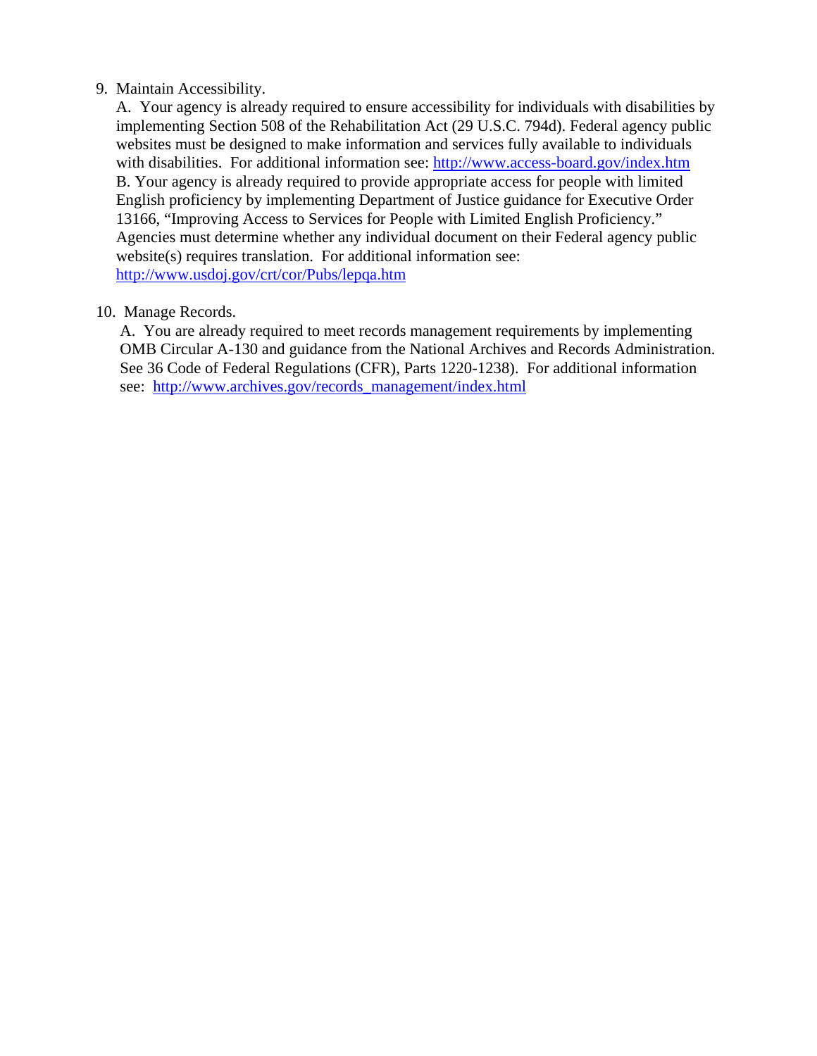9. Maintain Accessibility.

   A. Your agency is already required to ensure accessibility for individuals with disabilities by implementing Section 508 of the Rehabilitation Act (29 U.S.C. 794d). Federal agency public websites must be designed to make information and services fully available to individuals with disabilities. For additional information see: http://www.access-board.gov/index.htm

   B. Your agency is already required to provide appropriate access for people with limited English proficiency by implementing Department of Justice guidance for Executive Order 13166, "Improving Access to Services for People with Limited English Proficiency." Agencies must determine whether any individual document on their Federal agency public website(s) requires translation. For additional information see: http://www.usdoj.gov/crt/cor/Pubs/lepqa.htm

10. Manage Records.

    A. You are already required to meet records management requirements by implementing OMB Circular A-130 and guidance from the National Archives and Records Administration. See 36 Code of Federal Regulations (CFR), Parts 1220-1238). For additional information see: http://www.archives.gov/records_management/index.html